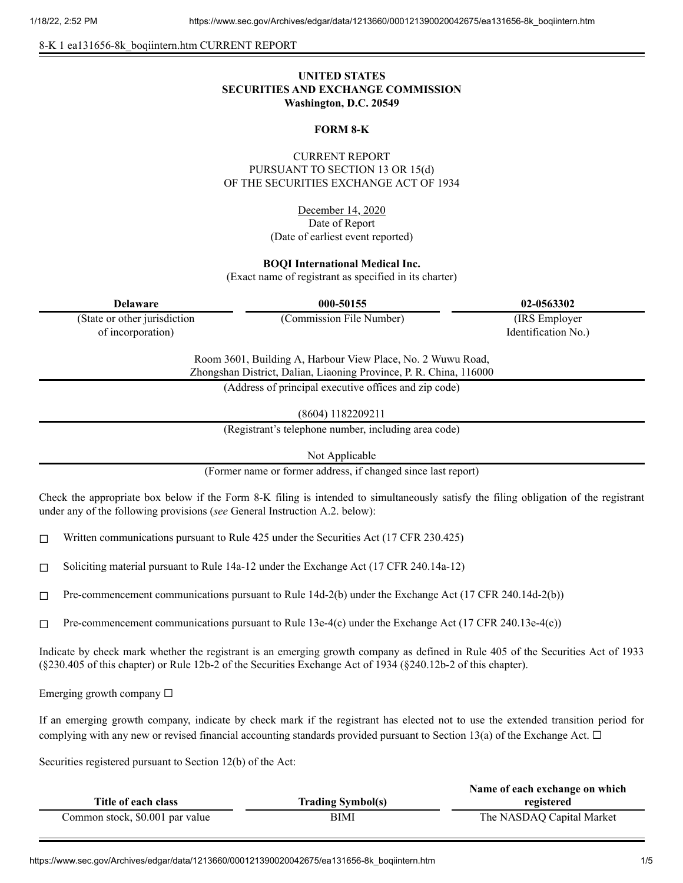8-K 1 ea131656-8k_boqiintern.htm CURRENT REPORT

**UNITED STATES**
**SECURITIES AND EXCHANGE COMMISSION**
**Washington, D.C. 20549**

**FORM 8-K**

CURRENT REPORT
PURSUANT TO SECTION 13 OR 15(d)
OF THE SECURITIES EXCHANGE ACT OF 1934

December 14, 2020
Date of Report
(Date of earliest event reported)

**BOQI International Medical Inc.**
(Exact name of registrant as specified in its charter)

| Delaware | 000-50155 | 02-0563302 |
|---|---|---|
| (State or other jurisdiction of incorporation) | (Commission File Number) | (IRS Employer Identification No.) |

Room 3601, Building A, Harbour View Place, No. 2 Wuwu Road,
Zhongshan District, Dalian, Liaoning Province, P. R. China, 116000
(Address of principal executive offices and zip code)

(8604) 1182209211
(Registrant's telephone number, including area code)

Not Applicable
(Former name or former address, if changed since last report)

Check the appropriate box below if the Form 8-K filing is intended to simultaneously satisfy the filing obligation of the registrant under any of the following provisions (*see* General Instruction A.2. below):

☐ Written communications pursuant to Rule 425 under the Securities Act (17 CFR 230.425)

☐ Soliciting material pursuant to Rule 14a-12 under the Exchange Act (17 CFR 240.14a-12)

☐ Pre-commencement communications pursuant to Rule 14d-2(b) under the Exchange Act (17 CFR 240.14d-2(b))

☐ Pre-commencement communications pursuant to Rule 13e-4(c) under the Exchange Act (17 CFR 240.13e-4(c))

Indicate by check mark whether the registrant is an emerging growth company as defined in Rule 405 of the Securities Act of 1933 (§230.405 of this chapter) or Rule 12b-2 of the Securities Exchange Act of 1934 (§240.12b-2 of this chapter).

Emerging growth company ☐

If an emerging growth company, indicate by check mark if the registrant has elected not to use the extended transition period for complying with any new or revised financial accounting standards provided pursuant to Section 13(a) of the Exchange Act. ☐

Securities registered pursuant to Section 12(b) of the Act:

| Title of each class | Trading Symbol(s) | Name of each exchange on which registered |
|---|---|---|
| Common stock, $0.001 par value | BIMI | The NASDAQ Capital Market |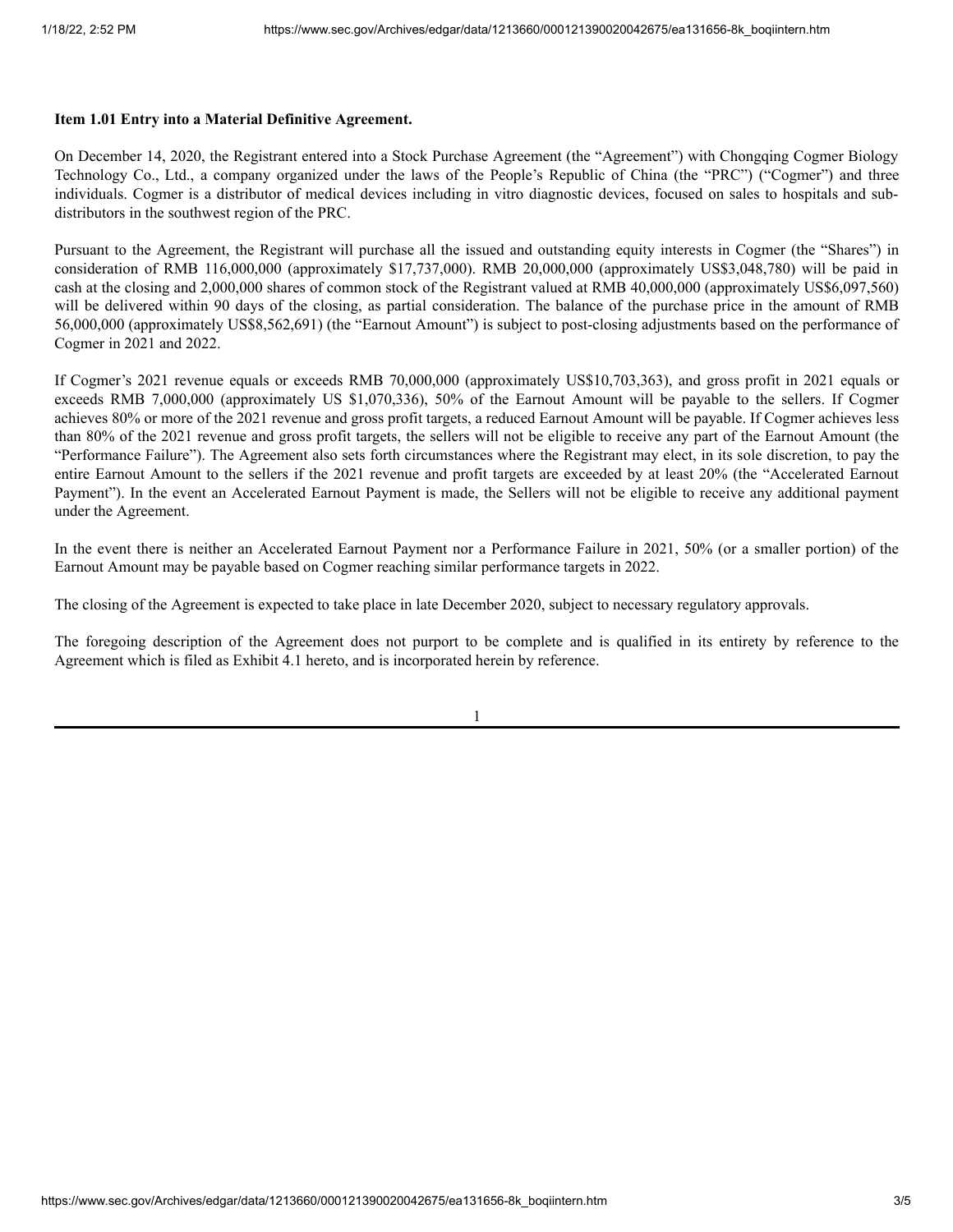**Item 1.01 Entry into a Material Definitive Agreement.**

On December 14, 2020, the Registrant entered into a Stock Purchase Agreement (the "Agreement") with Chongqing Cogmer Biology Technology Co., Ltd., a company organized under the laws of the People's Republic of China (the "PRC") ("Cogmer") and three individuals. Cogmer is a distributor of medical devices including in vitro diagnostic devices, focused on sales to hospitals and sub-distributors in the southwest region of the PRC.

Pursuant to the Agreement, the Registrant will purchase all the issued and outstanding equity interests in Cogmer (the "Shares") in consideration of RMB 116,000,000 (approximately $17,737,000). RMB 20,000,000 (approximately US$3,048,780) will be paid in cash at the closing and 2,000,000 shares of common stock of the Registrant valued at RMB 40,000,000 (approximately US$6,097,560) will be delivered within 90 days of the closing, as partial consideration. The balance of the purchase price in the amount of RMB 56,000,000 (approximately US$8,562,691) (the "Earnout Amount") is subject to post-closing adjustments based on the performance of Cogmer in 2021 and 2022.

If Cogmer's 2021 revenue equals or exceeds RMB 70,000,000 (approximately US$10,703,363), and gross profit in 2021 equals or exceeds RMB 7,000,000 (approximately US $1,070,336), 50% of the Earnout Amount will be payable to the sellers. If Cogmer achieves 80% or more of the 2021 revenue and gross profit targets, a reduced Earnout Amount will be payable. If Cogmer achieves less than 80% of the 2021 revenue and gross profit targets, the sellers will not be eligible to receive any part of the Earnout Amount (the "Performance Failure"). The Agreement also sets forth circumstances where the Registrant may elect, in its sole discretion, to pay the entire Earnout Amount to the sellers if the 2021 revenue and profit targets are exceeded by at least 20% (the "Accelerated Earnout Payment"). In the event an Accelerated Earnout Payment is made, the Sellers will not be eligible to receive any additional payment under the Agreement.

In the event there is neither an Accelerated Earnout Payment nor a Performance Failure in 2021, 50% (or a smaller portion) of the Earnout Amount may be payable based on Cogmer reaching similar performance targets in 2022.

The closing of the Agreement is expected to take place in late December 2020, subject to necessary regulatory approvals.

The foregoing description of the Agreement does not purport to be complete and is qualified in its entirety by reference to the Agreement which is filed as Exhibit 4.1 hereto, and is incorporated herein by reference.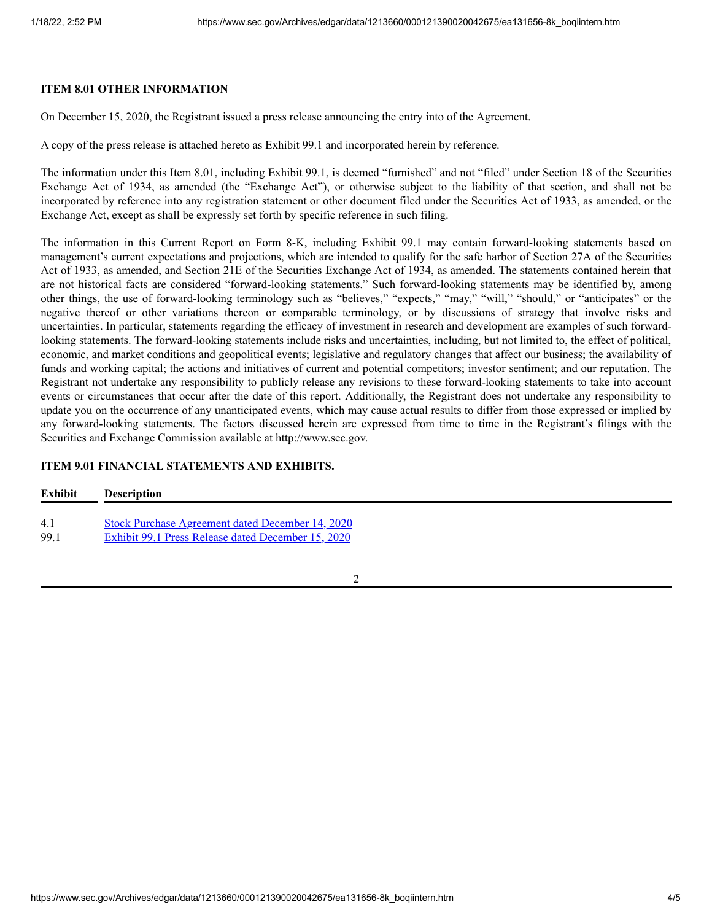**ITEM 8.01 OTHER INFORMATION**

On December 15, 2020, the Registrant issued a press release announcing the entry into of the Agreement.

A copy of the press release is attached hereto as Exhibit 99.1 and incorporated herein by reference.

The information under this Item 8.01, including Exhibit 99.1, is deemed "furnished" and not "filed" under Section 18 of the Securities Exchange Act of 1934, as amended (the "Exchange Act"), or otherwise subject to the liability of that section, and shall not be incorporated by reference into any registration statement or other document filed under the Securities Act of 1933, as amended, or the Exchange Act, except as shall be expressly set forth by specific reference in such filing.

The information in this Current Report on Form 8-K, including Exhibit 99.1 may contain forward-looking statements based on management's current expectations and projections, which are intended to qualify for the safe harbor of Section 27A of the Securities Act of 1933, as amended, and Section 21E of the Securities Exchange Act of 1934, as amended. The statements contained herein that are not historical facts are considered "forward-looking statements." Such forward-looking statements may be identified by, among other things, the use of forward-looking terminology such as "believes," "expects," "may," "will," "should," or "anticipates" or the negative thereof or other variations thereon or comparable terminology, or by discussions of strategy that involve risks and uncertainties. In particular, statements regarding the efficacy of investment in research and development are examples of such forward-looking statements. The forward-looking statements include risks and uncertainties, including, but not limited to, the effect of political, economic, and market conditions and geopolitical events; legislative and regulatory changes that affect our business; the availability of funds and working capital; the actions and initiatives of current and potential competitors; investor sentiment; and our reputation. The Registrant not undertake any responsibility to publicly release any revisions to these forward-looking statements to take into account events or circumstances that occur after the date of this report. Additionally, the Registrant does not undertake any responsibility to update you on the occurrence of any unanticipated events, which may cause actual results to differ from those expressed or implied by any forward-looking statements. The factors discussed herein are expressed from time to time in the Registrant's filings with the Securities and Exchange Commission available at http://www.sec.gov.

**ITEM 9.01 FINANCIAL STATEMENTS AND EXHIBITS.**

| Exhibit | Description |
|---|---|
| 4.1 | Stock Purchase Agreement dated December 14, 2020 |
| 99.1 | Exhibit 99.1 Press Release dated December 15, 2020 |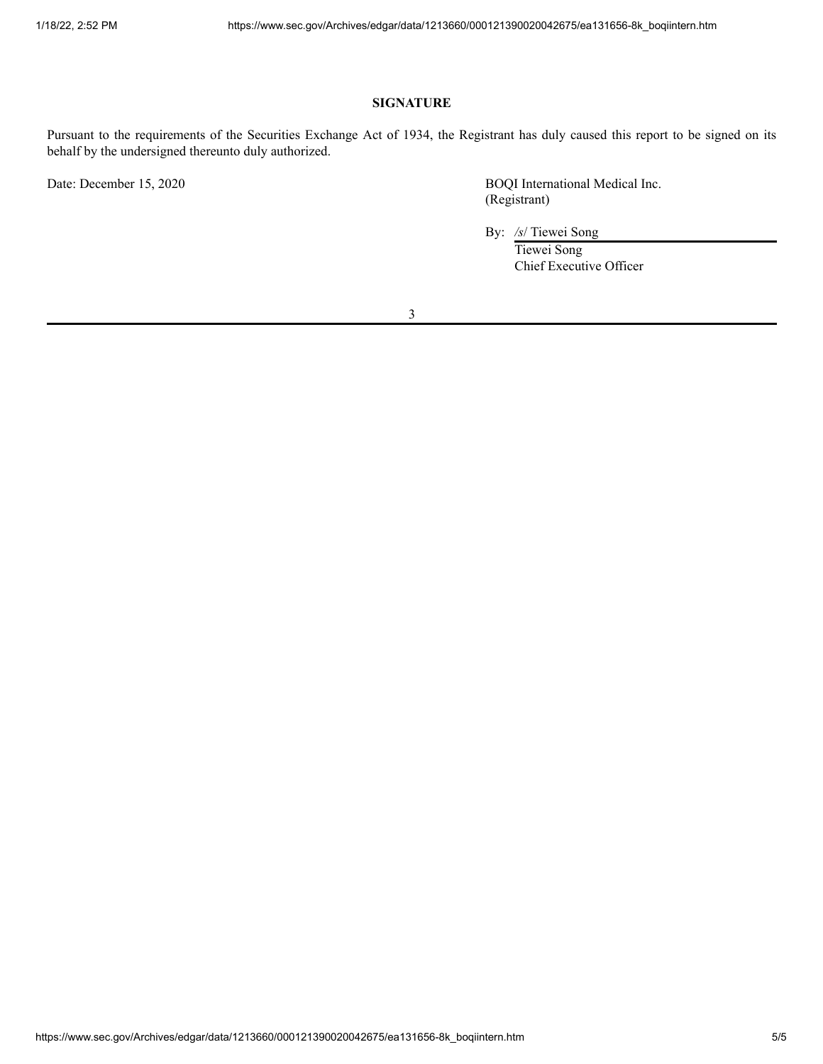## SIGNATURE

Pursuant to the requirements of the Securities Exchange Act of 1934, the Registrant has duly caused this report to be signed on its behalf by the undersigned thereunto duly authorized.

Date: December 15, 2020

BOQI International Medical Inc.
(Registrant)

By: */s/* Tiewei Song
Tiewei Song
Chief Executive Officer